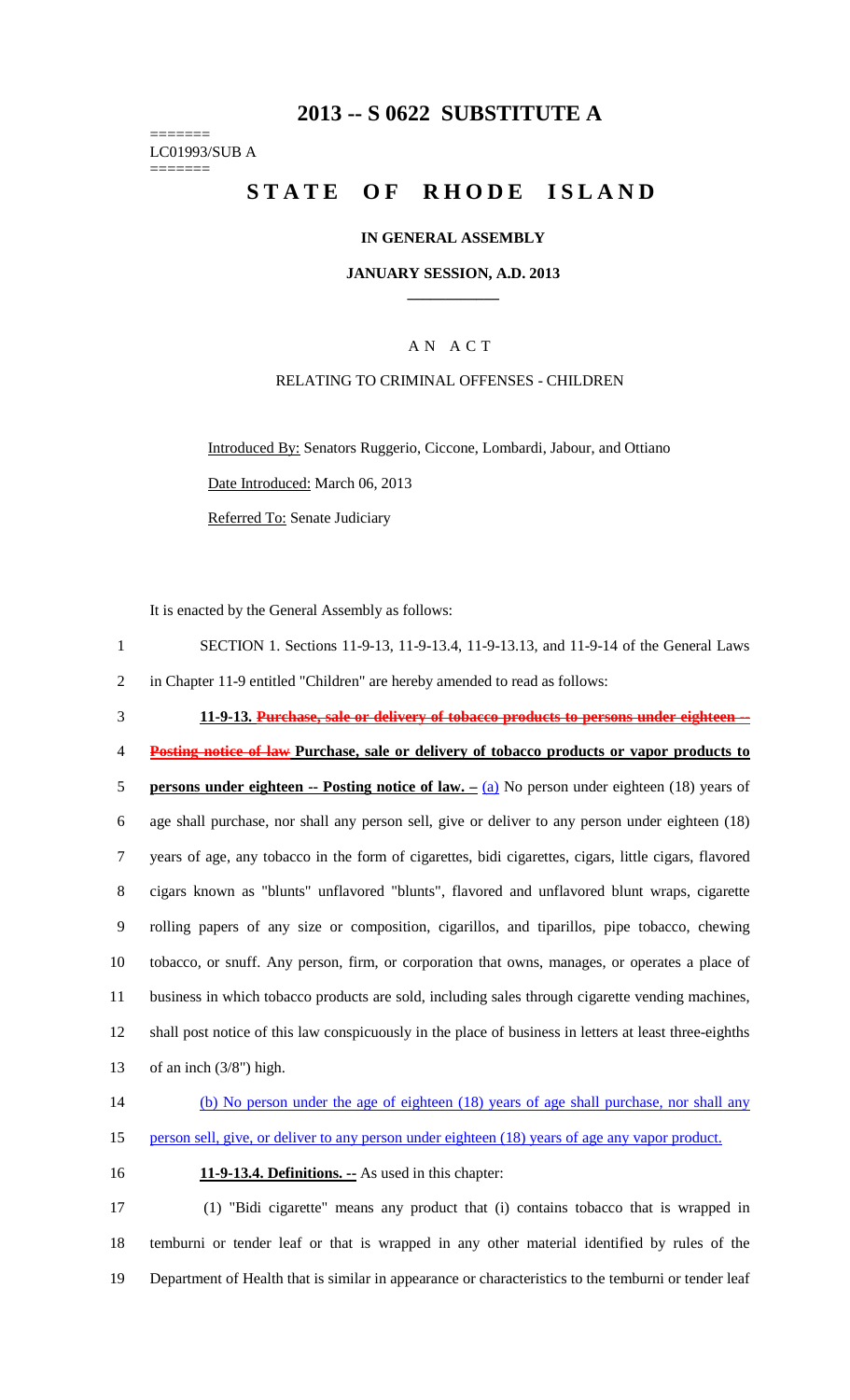# 2013 -- S 0622 SUBSTITUTE A

=======
LC01993/SUB A
=======

# STATE OF RHODE ISLAND

## IN GENERAL ASSEMBLY

### JANUARY SESSION, A.D. 2013

## A N A C T

RELATING TO CRIMINAL OFFENSES - CHILDREN

Introduced By: Senators Ruggerio, Ciccone, Lombardi, Jabour, and Ottiano

Date Introduced: March 06, 2013

Referred To: Senate Judiciary

It is enacted by the General Assembly as follows:

1 SECTION 1. Sections 11-9-13, 11-9-13.4, 11-9-13.13, and 11-9-14 of the General Laws
2 in Chapter 11-9 entitled "Children" are hereby amended to read as follows:

3 **11-9-13. ~~Purchase, sale or delivery of tobacco products to persons under eighteen --~~**
4 **~~Posting notice of law~~ Purchase, sale or delivery of tobacco products or vapor products to**
5 **persons under eighteen -- Posting notice of law. --** (a) No person under eighteen (18) years of
6 age shall purchase, nor shall any person sell, give or deliver to any person under eighteen (18)
7 years of age, any tobacco in the form of cigarettes, bidi cigarettes, cigars, little cigars, flavored
8 cigars known as "blunts" unflavored "blunts", flavored and unflavored blunt wraps, cigarette
9 rolling papers of any size or composition, cigarillos, and tiparillos, pipe tobacco, chewing
10 tobacco, or snuff. Any person, firm, or corporation that owns, manages, or operates a place of
11 business in which tobacco products are sold, including sales through cigarette vending machines,
12 shall post notice of this law conspicuously in the place of business in letters at least three-eighths
13 of an inch (3/8") high.

14 (b) No person under the age of eighteen (18) years of age shall purchase, nor shall any
15 person sell, give, or deliver to any person under eighteen (18) years of age any vapor product.

16 **11-9-13.4. Definitions. --** As used in this chapter:

17 (1) "Bidi cigarette" means any product that (i) contains tobacco that is wrapped in
18 temburni or tender leaf or that is wrapped in any other material identified by rules of the
19 Department of Health that is similar in appearance or characteristics to the temburni or tender leaf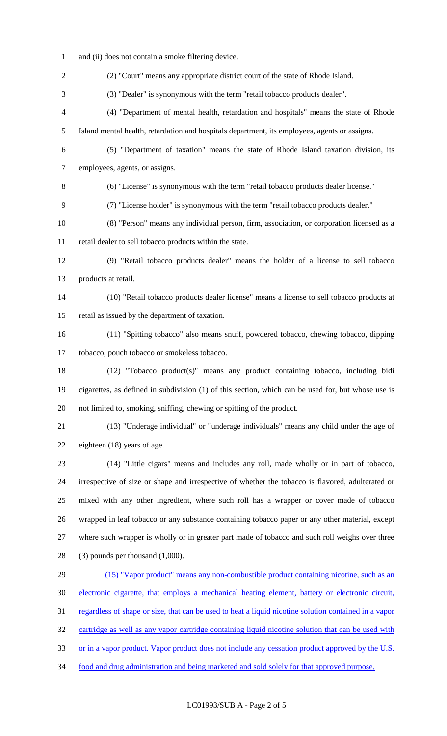and (ii) does not contain a smoke filtering device.

(2) "Court" means any appropriate district court of the state of Rhode Island.

(3) "Dealer" is synonymous with the term "retail tobacco products dealer".

(4) "Department of mental health, retardation and hospitals" means the state of Rhode Island mental health, retardation and hospitals department, its employees, agents or assigns.

(5) "Department of taxation" means the state of Rhode Island taxation division, its employees, agents, or assigns.

(6) "License" is synonymous with the term "retail tobacco products dealer license."

(7) "License holder" is synonymous with the term "retail tobacco products dealer."

(8) "Person" means any individual person, firm, association, or corporation licensed as a retail dealer to sell tobacco products within the state.

(9) "Retail tobacco products dealer" means the holder of a license to sell tobacco products at retail.

(10) "Retail tobacco products dealer license" means a license to sell tobacco products at retail as issued by the department of taxation.

(11) "Spitting tobacco" also means snuff, powdered tobacco, chewing tobacco, dipping tobacco, pouch tobacco or smokeless tobacco.

(12) "Tobacco product(s)" means any product containing tobacco, including bidi cigarettes, as defined in subdivision (1) of this section, which can be used for, but whose use is not limited to, smoking, sniffing, chewing or spitting of the product.

(13) "Underage individual" or "underage individuals" means any child under the age of eighteen (18) years of age.

(14) "Little cigars" means and includes any roll, made wholly or in part of tobacco, irrespective of size or shape and irrespective of whether the tobacco is flavored, adulterated or mixed with any other ingredient, where such roll has a wrapper or cover made of tobacco wrapped in leaf tobacco or any substance containing tobacco paper or any other material, except where such wrapper is wholly or in greater part made of tobacco and such roll weighs over three (3) pounds per thousand (1,000).

<u>(15) "Vapor product" means any non-combustible product containing nicotine, such as an electronic cigarette, that employs a mechanical heating element, battery or electronic circuit, regardless of shape or size, that can be used to heat a liquid nicotine solution contained in a vapor cartridge as well as any vapor cartridge containing liquid nicotine solution that can be used with or in a vapor product. Vapor product does not include any cessation product approved by the U.S. food and drug administration and being marketed and sold solely for that approved purpose.</u>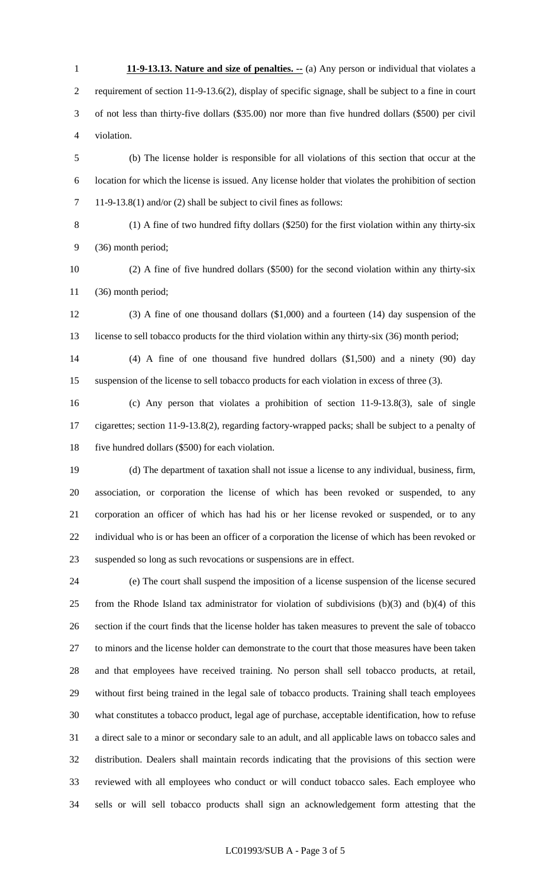**11-9-13.13. Nature and size of penalties. --** (a) Any person or individual that violates a requirement of section 11-9-13.6(2), display of specific signage, shall be subject to a fine in court of not less than thirty-five dollars ($35.00) nor more than five hundred dollars ($500) per civil violation.

(b) The license holder is responsible for all violations of this section that occur at the location for which the license is issued. Any license holder that violates the prohibition of section 11-9-13.8(1) and/or (2) shall be subject to civil fines as follows:

(1) A fine of two hundred fifty dollars ($250) for the first violation within any thirty-six (36) month period;

(2) A fine of five hundred dollars ($500) for the second violation within any thirty-six (36) month period;

(3) A fine of one thousand dollars ($1,000) and a fourteen (14) day suspension of the license to sell tobacco products for the third violation within any thirty-six (36) month period;

(4) A fine of one thousand five hundred dollars ($1,500) and a ninety (90) day suspension of the license to sell tobacco products for each violation in excess of three (3).

(c) Any person that violates a prohibition of section 11-9-13.8(3), sale of single cigarettes; section 11-9-13.8(2), regarding factory-wrapped packs; shall be subject to a penalty of five hundred dollars ($500) for each violation.

(d) The department of taxation shall not issue a license to any individual, business, firm, association, or corporation the license of which has been revoked or suspended, to any corporation an officer of which has had his or her license revoked or suspended, or to any individual who is or has been an officer of a corporation the license of which has been revoked or suspended so long as such revocations or suspensions are in effect.

(e) The court shall suspend the imposition of a license suspension of the license secured from the Rhode Island tax administrator for violation of subdivisions (b)(3) and (b)(4) of this section if the court finds that the license holder has taken measures to prevent the sale of tobacco to minors and the license holder can demonstrate to the court that those measures have been taken and that employees have received training. No person shall sell tobacco products, at retail, without first being trained in the legal sale of tobacco products. Training shall teach employees what constitutes a tobacco product, legal age of purchase, acceptable identification, how to refuse a direct sale to a minor or secondary sale to an adult, and all applicable laws on tobacco sales and distribution. Dealers shall maintain records indicating that the provisions of this section were reviewed with all employees who conduct or will conduct tobacco sales. Each employee who sells or will sell tobacco products shall sign an acknowledgement form attesting that the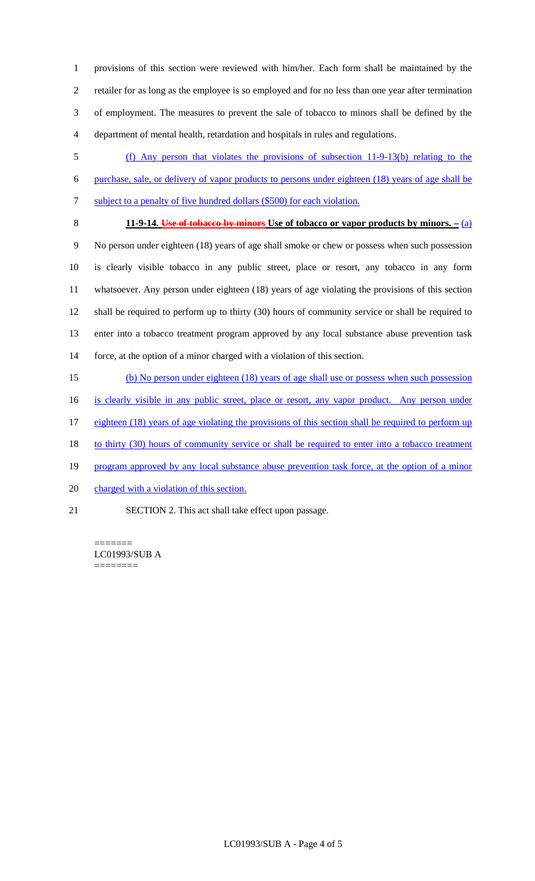provisions of this section were reviewed with him/her. Each form shall be maintained by the retailer for as long as the employee is so employed and for no less than one year after termination of employment. The measures to prevent the sale of tobacco to minors shall be defined by the department of mental health, retardation and hospitals in rules and regulations.

(f) Any person that violates the provisions of subsection 11-9-13(b) relating to the purchase, sale, or delivery of vapor products to persons under eighteen (18) years of age shall be subject to a penalty of five hundred dollars ($500) for each violation.

**11-9-14. ~~Use of tobacco by minors~~ Use of tobacco or vapor products by minors. –** (a) No person under eighteen (18) years of age shall smoke or chew or possess when such possession is clearly visible tobacco in any public street, place or resort, any tobacco in any form whatsoever. Any person under eighteen (18) years of age violating the provisions of this section shall be required to perform up to thirty (30) hours of community service or shall be required to enter into a tobacco treatment program approved by any local substance abuse prevention task force, at the option of a minor charged with a violation of this section.

(b) No person under eighteen (18) years of age shall use or possess when such possession is clearly visible in any public street, place or resort, any vapor product. Any person under eighteen (18) years of age violating the provisions of this section shall be required to perform up to thirty (30) hours of community service or shall be required to enter into a tobacco treatment program approved by any local substance abuse prevention task force, at the option of a minor charged with a violation of this section.

SECTION 2. This act shall take effect upon passage.

=======
LC01993/SUB A
========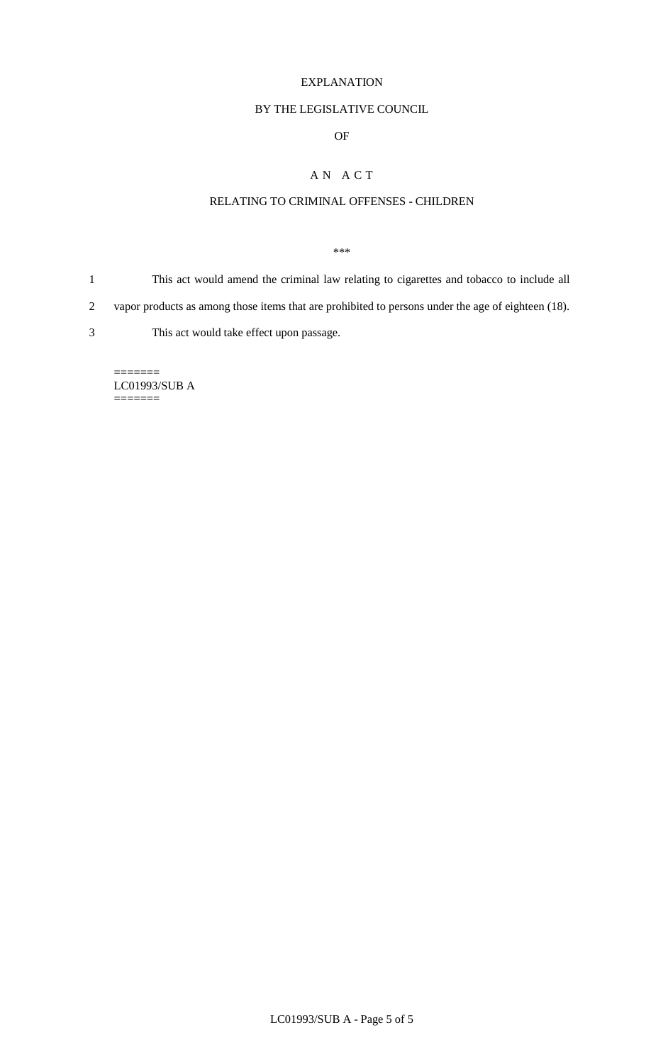EXPLANATION

BY THE LEGISLATIVE COUNCIL

OF

A N A C T

RELATING TO CRIMINAL OFFENSES - CHILDREN

***

1 This act would amend the criminal law relating to cigarettes and tobacco to include all

2 vapor products as among those items that are prohibited to persons under the age of eighteen (18).

3 This act would take effect upon passage.

=======
LC01993/SUB A
=======